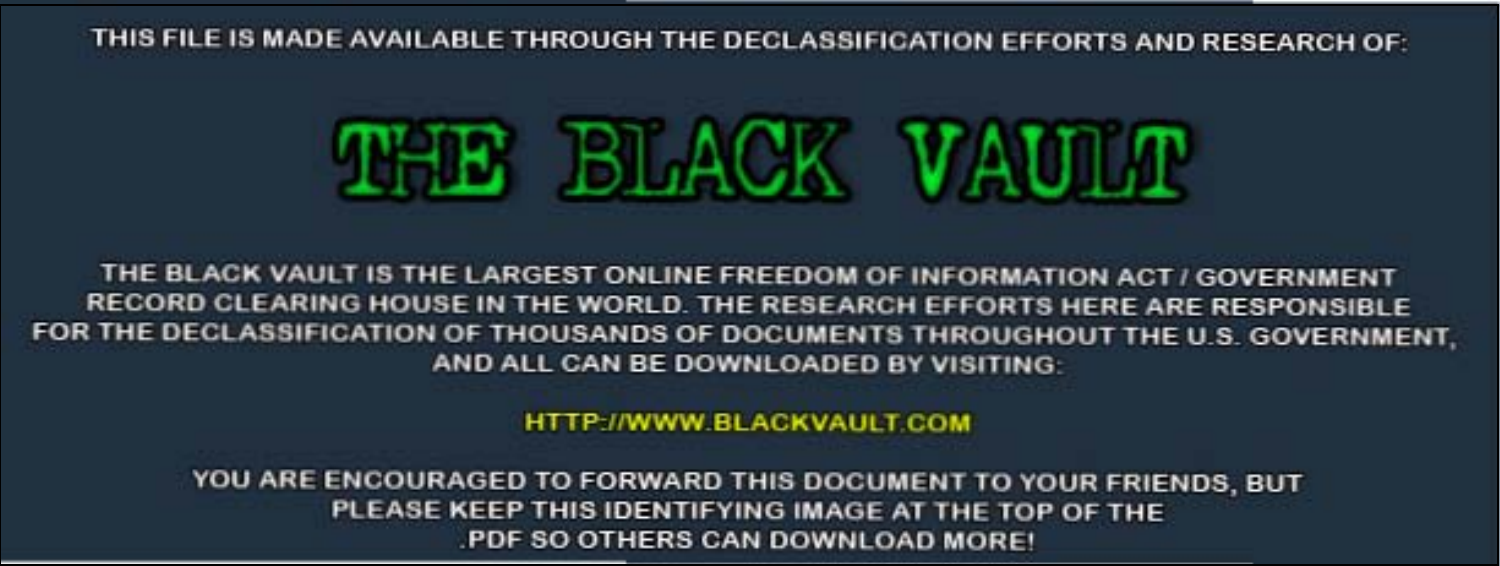THIS FILE IS MADE AVAILABLE THROUGH THE DECLASSIFICATION EFFORTS AND RESEARCH OF:

# THE BLACK VAULT

THE BLACK VAULT IS THE LARGEST ONLINE FREEDOM OF INFORMATION ACT / GOVERNMENT RECORD CLEARING HOUSE IN THE WORLD. THE RESEARCH EFFORTS HERE ARE RESPONSIBLE FOR THE DECLASSIFICATION OF THOUSANDS OF DOCUMENTS THROUGHOUT THE U.S. GOVERNMENT, AND ALL CAN BE DOWNLOADED BY VISITING:

HTTP://WWW.BLACKVAULT.COM

YOU ARE ENCOURAGED TO FORWARD THIS DOCUMENT TO YOUR FRIENDS, BUT PLEASE KEEP THIS IDENTIFYING IMAGE AT THE TOP OF THE .PDF SO OTHERS CAN DOWNLOAD MORE!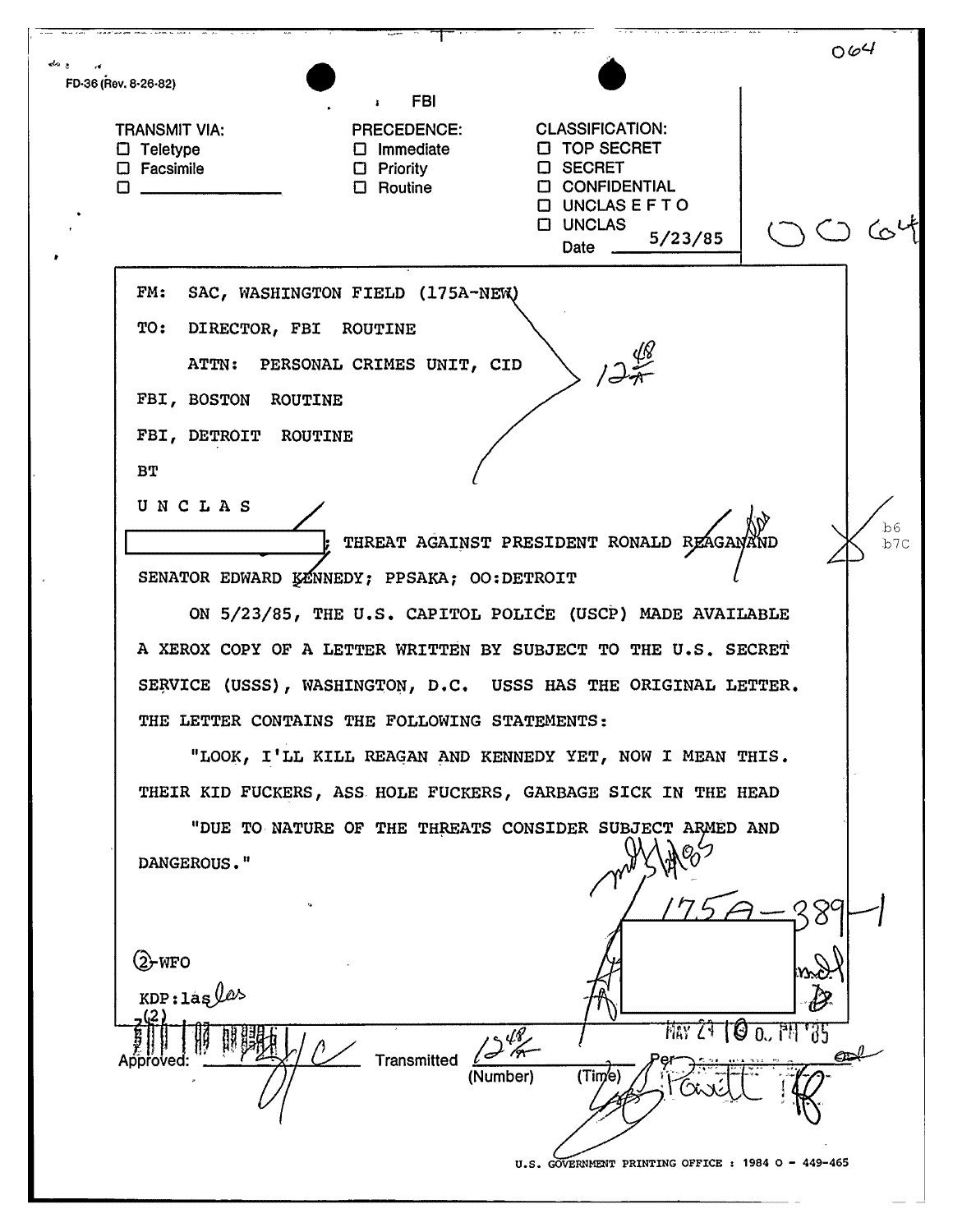064

FD-36 (Rev. 8-26-82)

FBI

TRANSMIT VIA:
- ☐ Teletype
- ☐ Facsimile
- ☐ ______________

PRECEDENCE:
- ☐ Immediate
- ☐ Priority
- ☐ Routine

CLASSIFICATION:
- ☐ TOP SECRET
- ☐ SECRET
- ☐ CONFIDENTIAL
- ☐ UNCLAS E F T O
- ☐ UNCLAS

Date 5/23/85

FM: SAC, WASHINGTON FIELD (175A-NEW)

TO: DIRECTOR, FBI ROUTINE

ATTN: PERSONAL CRIMES UNIT, CID

FBI, BOSTON ROUTINE

FBI, DETROIT ROUTINE

BT

U N C L A S

[REDACTED]; THREAT AGAINST PRESIDENT RONALD REAGAN AND SENATOR EDWARD KENNEDY; PPSAKA; OO:DETROIT

b6
b7C

ON 5/23/85, THE U.S. CAPITOL POLICE (USCP) MADE AVAILABLE A XEROX COPY OF A LETTER WRITTEN BY SUBJECT TO THE U.S. SECRET SERVICE (USSS), WASHINGTON, D.C. USSS HAS THE ORIGINAL LETTER. THE LETTER CONTAINS THE FOLLOWING STATEMENTS:

"LOOK, I'LL KILL REAGAN AND KENNEDY YET, NOW I MEAN THIS. THEIR KID FUCKERS, ASS HOLE FUCKERS, GARBAGE SICK IN THE HEAD

"DUE TO NATURE OF THE THREATS CONSIDER SUBJECT ARMED AND DANGEROUS."

175A-389-1

2-WFO

KDP:las

MAY 24 10 PM '85

Approved: ______________ Transmitted 1248 (Number) (Time) Per ______________

U.S. GOVERNMENT PRINTING OFFICE : 1984 O - 449-465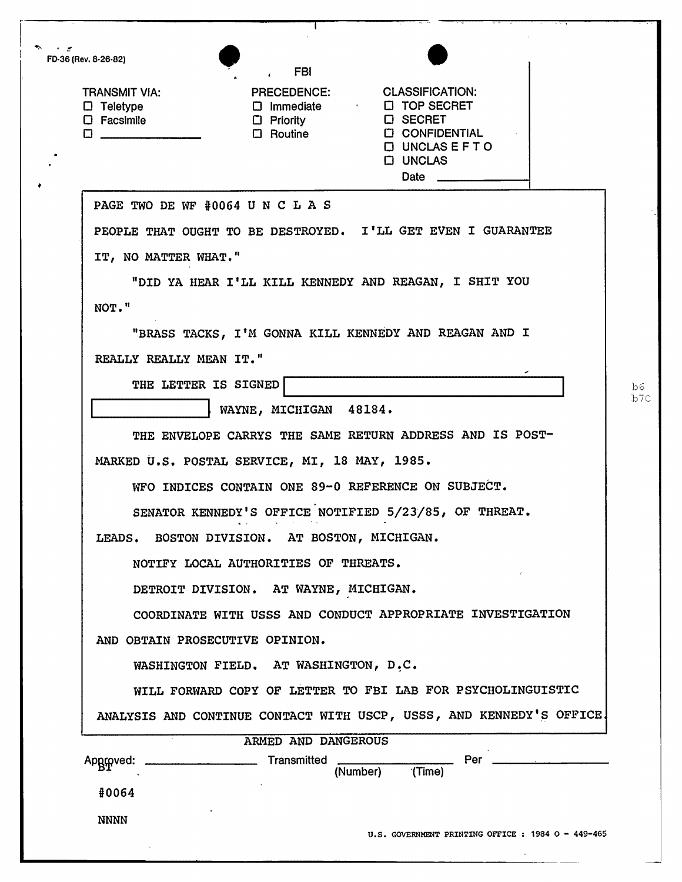FD-36 (Rev. 8-26-82)

FBI

TRANSMIT VIA:
- ☐ Teletype
- ☐ Facsimile
- ☐ ______________

PRECEDENCE:
- ☐ Immediate
- ☐ Priority
- ☐ Routine

CLASSIFICATION:
- ☐ TOP SECRET
- ☐ SECRET
- ☐ CONFIDENTIAL
- ☐ UNCLAS E F T O
- ☐ UNCLAS

Date ____________

PAGE TWO DE WF #0064 U N C L A S

PEOPLE THAT OUGHT TO BE DESTROYED. I'LL GET EVEN I GUARANTEE IT, NO MATTER WHAT."

"DID YA HEAR I'LL KILL KENNEDY AND REAGAN, I SHIT YOU NOT."

"BRASS TACKS, I'M GONNA KILL KENNEDY AND REAGAN AND I REALLY REALLY MEAN IT."

THE LETTER IS SIGNED [REDACTED] [REDACTED] WAYNE, MICHIGAN 48184.

b6
b7C

THE ENVELOPE CARRYS THE SAME RETURN ADDRESS AND IS POST-MARKED U.S. POSTAL SERVICE, MI, 18 MAY, 1985.

WFO INDICES CONTAIN ONE 89-0 REFERENCE ON SUBJECT.

SENATOR KENNEDY'S OFFICE NOTIFIED 5/23/85, OF THREAT.

LEADS. BOSTON DIVISION. AT BOSTON, MICHIGAN.

NOTIFY LOCAL AUTHORITIES OF THREATS.

DETROIT DIVISION. AT WAYNE, MICHIGAN.

COORDINATE WITH USSS AND CONDUCT APPROPRIATE INVESTIGATION AND OBTAIN PROSECUTIVE OPINION.

WASHINGTON FIELD. AT WASHINGTON, D.C.

WILL FORWARD COPY OF LETTER TO FBI LAB FOR PSYCHOLINGUISTIC ANALYSIS AND CONTINUE CONTACT WITH USCP, USSS, AND KENNEDY'S OFFICE.

ARMED AND DANGEROUS

Approved: ______________ Transmitted ______________ (Number) (Time) Per ______________

BT

#0064

NNNN

U.S. GOVERNMENT PRINTING OFFICE : 1984 O - 449-465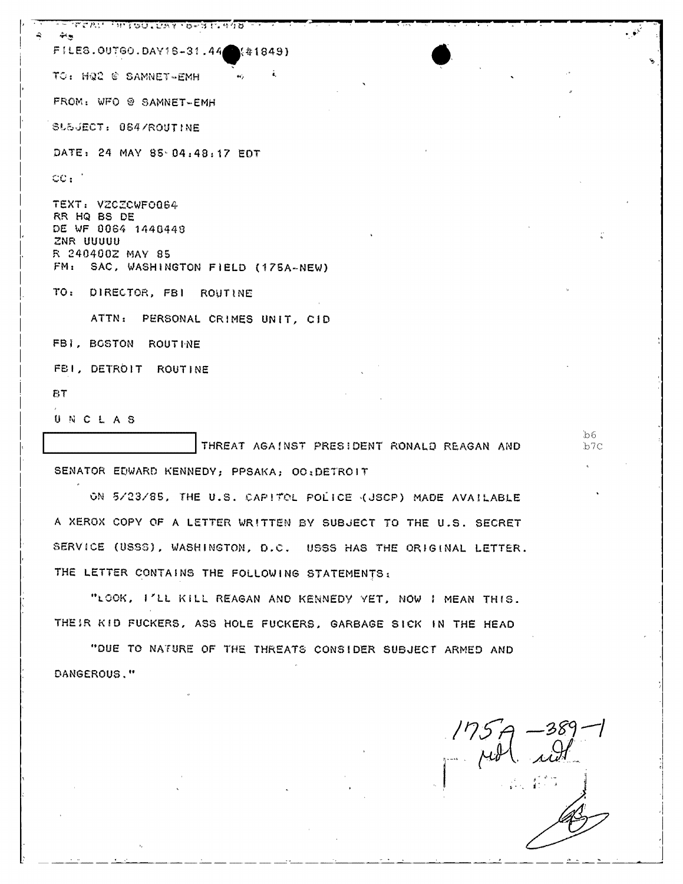FILES.OUTGO.DAY16-31.44 (#1849)

TO: HQ2 @ SAMNET-EMH

FROM: WFO @ SAMNET-EMH

SUBJECT: 064/ROUTINE

DATE: 24 MAY 85 04:48:17 EDT

CC:

TEXT: VZCZCWFO064
RR HQ BS DE
DE WF 0064 1440448
ZNR UUUUU
R 240400Z MAY 85
FM: SAC, WASHINGTON FIELD (175A-NEW)

TO: DIRECTOR, FBI ROUTINE

ATTN: PERSONAL CRIMES UNIT, CID

FBI, BOSTON ROUTINE

FBI, DETROIT ROUTINE

BT

U N C L A S

[REDACTED] THREAT AGAINST PRESIDENT RONALD REAGAN AND SENATOR EDWARD KENNEDY; PPSAKA; OO:DETROIT

b6
b7C

ON 5/23/85, THE U.S. CAPITOL POLICE (USCP) MADE AVAILABLE A XEROX COPY OF A LETTER WRITTEN BY SUBJECT TO THE U.S. SECRET SERVICE (USSS), WASHINGTON, D.C. USSS HAS THE ORIGINAL LETTER. THE LETTER CONTAINS THE FOLLOWING STATEMENTS:

"LOOK, I'LL KILL REAGAN AND KENNEDY YET, NOW I MEAN THIS. THEIR KID FUCKERS, ASS HOLE FUCKERS, GARBAGE SICK IN THE HEAD

"DUE TO NATURE OF THE THREATS CONSIDER SUBJECT ARMED AND DANGEROUS."

175A-389-1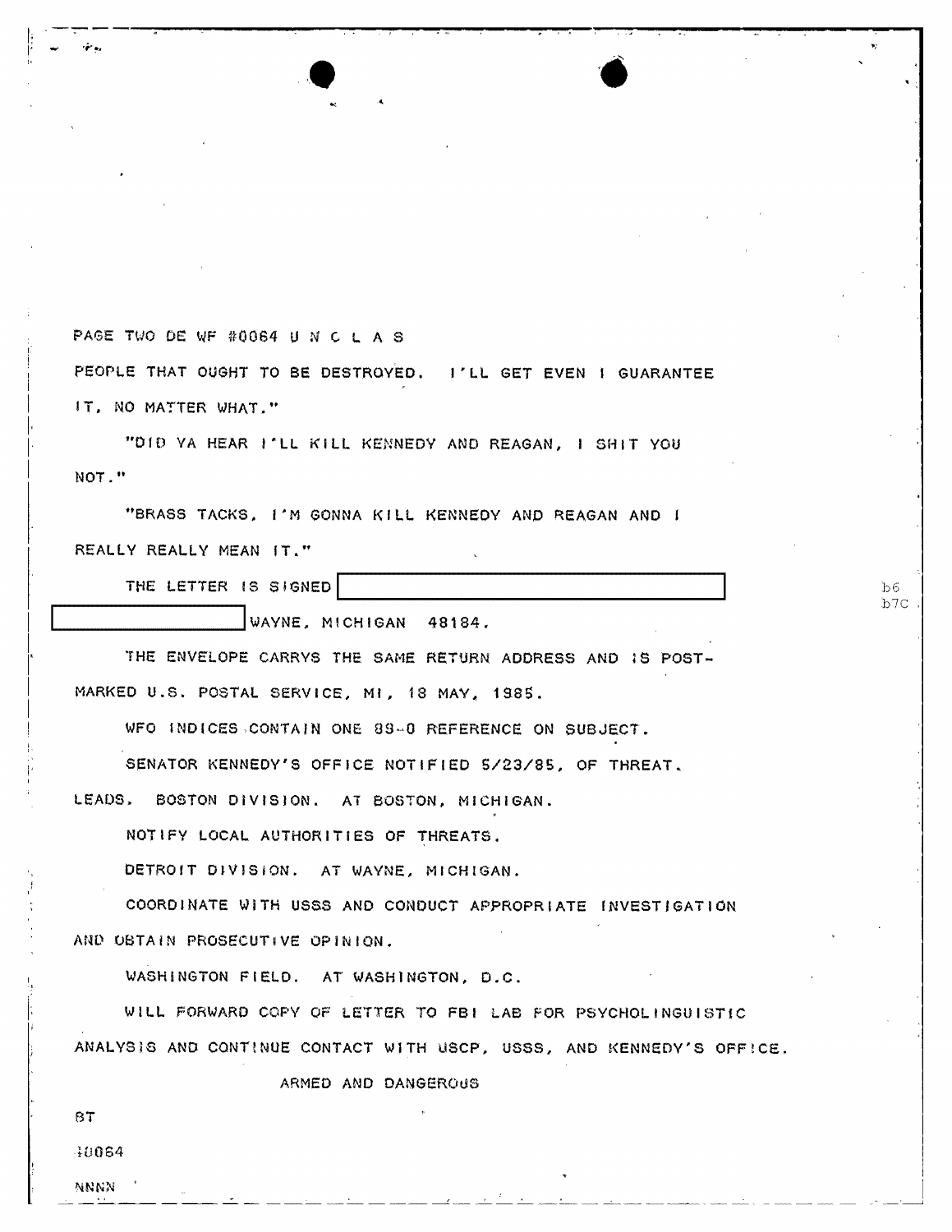PAGE TWO DE WF #0064 U N C L A S

PEOPLE THAT OUGHT TO BE DESTROYED. I'LL GET EVEN I GUARANTEE IT, NO MATTER WHAT."

"DID YA HEAR I'LL KILL KENNEDY AND REAGAN, I SHIT YOU NOT."

"BRASS TACKS, I'M GONNA KILL KENNEDY AND REAGAN AND I REALLY REALLY MEAN IT."

THE LETTER IS SIGNED [REDACTED] [REDACTED] WAYNE, MICHIGAN 48184.

b6
b7C

THE ENVELOPE CARRYS THE SAME RETURN ADDRESS AND IS POST-MARKED U.S. POSTAL SERVICE, MI, 18 MAY, 1985.

WFO INDICES CONTAIN ONE 89-0 REFERENCE ON SUBJECT.

SENATOR KENNEDY'S OFFICE NOTIFIED 5/23/85, OF THREAT.

LEADS. BOSTON DIVISION. AT BOSTON, MICHIGAN.

NOTIFY LOCAL AUTHORITIES OF THREATS.

DETROIT DIVISION. AT WAYNE, MICHIGAN.

COORDINATE WITH USSS AND CONDUCT APPROPRIATE INVESTIGATION AND OBTAIN PROSECUTIVE OPINION.

WASHINGTON FIELD. AT WASHINGTON, D.C.

WILL FORWARD COPY OF LETTER TO FBI LAB FOR PSYCHOLINGUISTIC ANALYSIS AND CONTINUE CONTACT WITH USCP, USSS, AND KENNEDY'S OFFICE.

ARMED AND DANGEROUS

BT

#0064

NNNN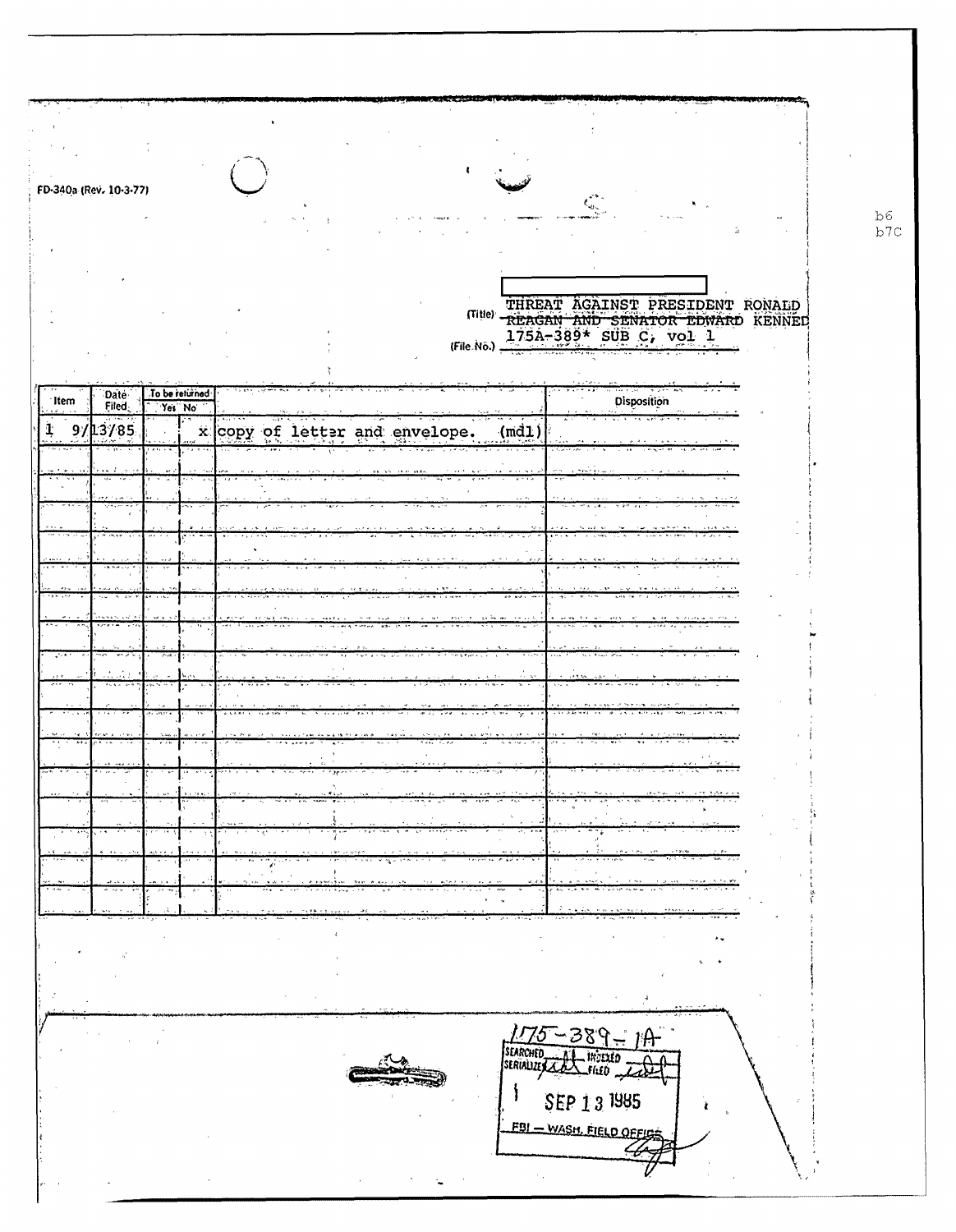FD-340a (Rev. 10-3-77)

b6
b7C

(Title) THREAT AGAINST PRESIDENT RONALD ~~REAGAN AND SENATOR EDWARD KENNED~~

(File No.) 175A-389* SUB C, vol 1

| Item | Date Filed | To be returned Yes | No | | Disposition |
|---|---|---|---|---|---|
| 1 | 9/13/85 | | x | copy of letter and envelope. (mdl) | |
| | | | | | |
| | | | | | |
| | | | | | |
| | | | | | |
| | | | | | |
| | | | | | |
| | | | | | |
| | | | | | |
| | | | | | |
| | | | | | |
| | | | | | |
| | | | | | |
| | | | | | |
| | | | | | |
| | | | | | |
| | | | | | |

175-389-1A

SEARCHED ___ INDEXED ___
SERIALIZED ___ FILED ___

SEP 13 1985

FBI — WASH. FIELD OFFICE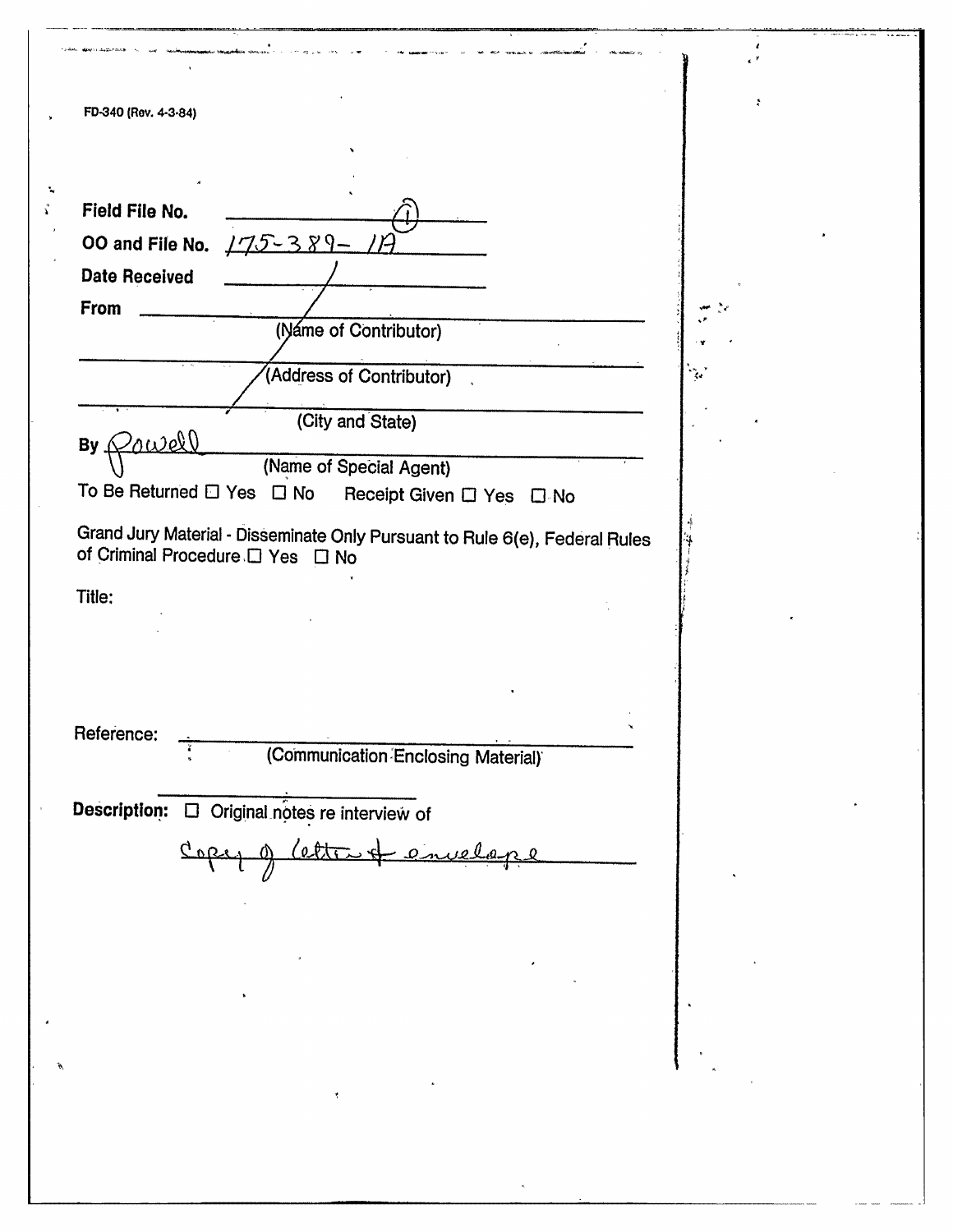FD-340 (Rev. 4-3-84)

**Field File No.** ______ (1)

**OO and File No.** 175-389- 1A

**Date Received** ______

**From** ______________________
(Name of Contributor)

______________________
(Address of Contributor)

______________________
(City and State)

By Powell
(Name of Special Agent)

To Be Returned ☐ Yes ☐ No     Receipt Given ☐ Yes ☐ No

Grand Jury Material - Disseminate Only Pursuant to Rule 6(e), Federal Rules of Criminal Procedure ☐ Yes ☐ No

Title:

Reference: ______________________
(Communication Enclosing Material)

**Description:** ☐ Original notes re interview of

Copy of letter & envelope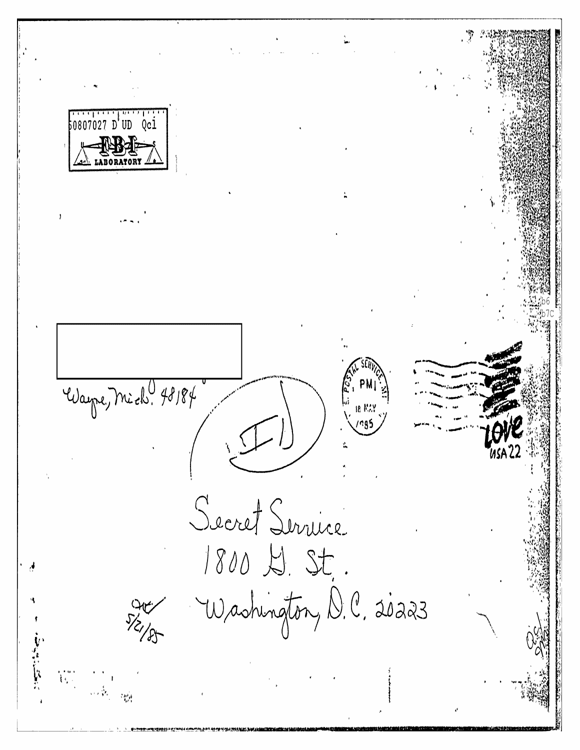50807027 D UD Qc1

FBI LABORATORY

b6
b7C

Wayne, Mich. 48184

(Q1)

POSTAL SERVICE MI
PM
18 MAY
1985

LOVE USA 22

Secret Service
1800 G. St.
Washington, D.C. 20223

5/21/85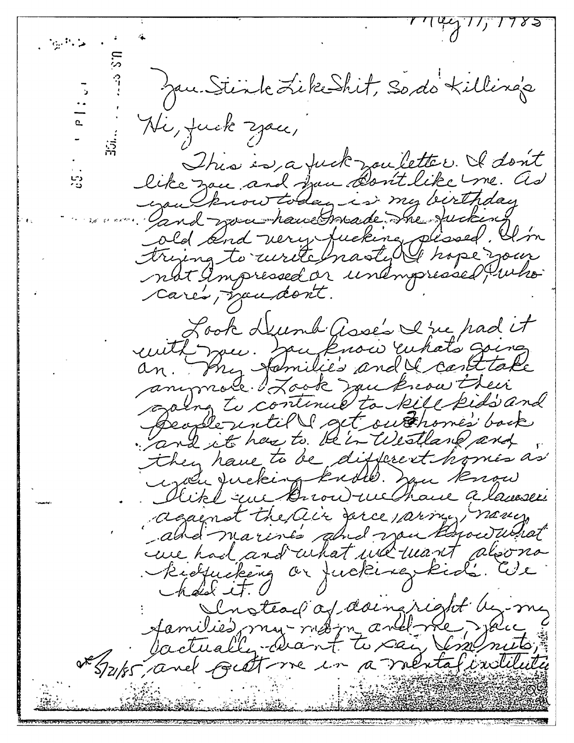May 17, 1985

You Stink Like Shit, So do Killing's

Hi, fuck you,

This is, a fuck you letter. I don't like you and you don't like me. As you know today is my birthday and you have made me fucking old and very fucking pissed. I'm trying to write nasty I hope your not Impressed or unimpressed, who care's, you don't.

Look Dumb Asse's I've had it with you. You know whats going on. My families and I can't take anymore. Look you know their going to continue to kill kids and people until I get our homes back and it has to be in Westland, and they have to be different homes as you fucking know. You know I like we know we have a lawsuit against the Air force, army, navy, and marine's and you know what we had and what we want also no kidfucking or fucking kid's. We had it.

Instead of doing right by my families my mom and me, you actually want to say I'm nuts, and put me in a mental institute

5/21/85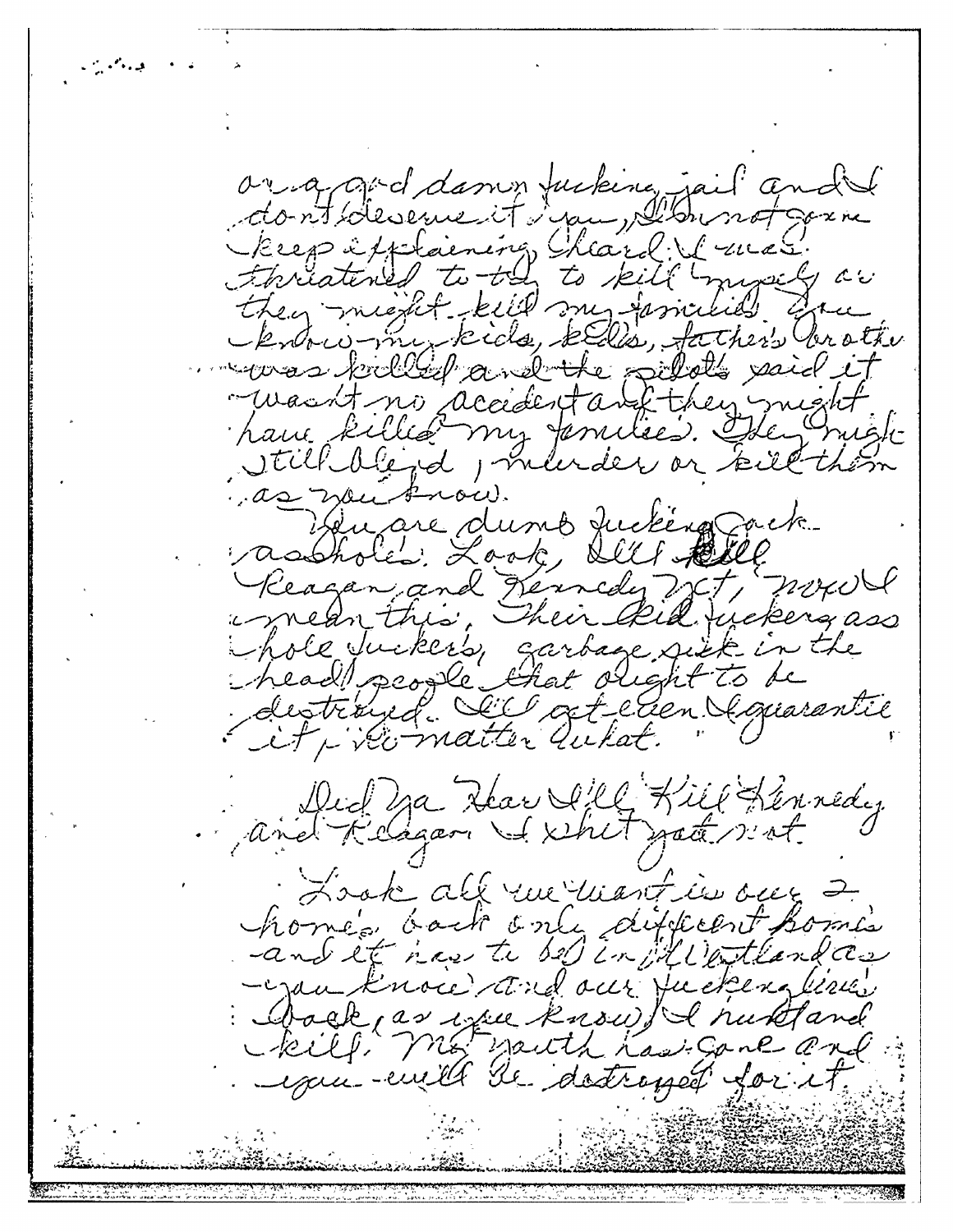or a god damn fucking jail and I don't deserve it you, I'm not gonna keep explaining. I heard I was threatened to try to kill myself or they might kill my families. You know my kids, kids, father's brother was killed and the pilots said it wasn't no accident and they might have killed my families. They might still bleed, murder or kill them as you know.

You are dumb fucking jack assholes. Look, I'll kill Reagan and Kennedy yet, now I mean this. Their kid fuckers ass hole fuckers, garbage sick in the head people that ought to be destroyed. I'll get even I guarantee it, no matter what.

Did ya hear I'll kill Kennedy and Reagan I shit you not.

Look all we want is our 2 homes back only different homes and it has to be in Illinois as you know and our fucking lives back, (as you know) I husband kill. My youth has gone and you will be destroyed for it.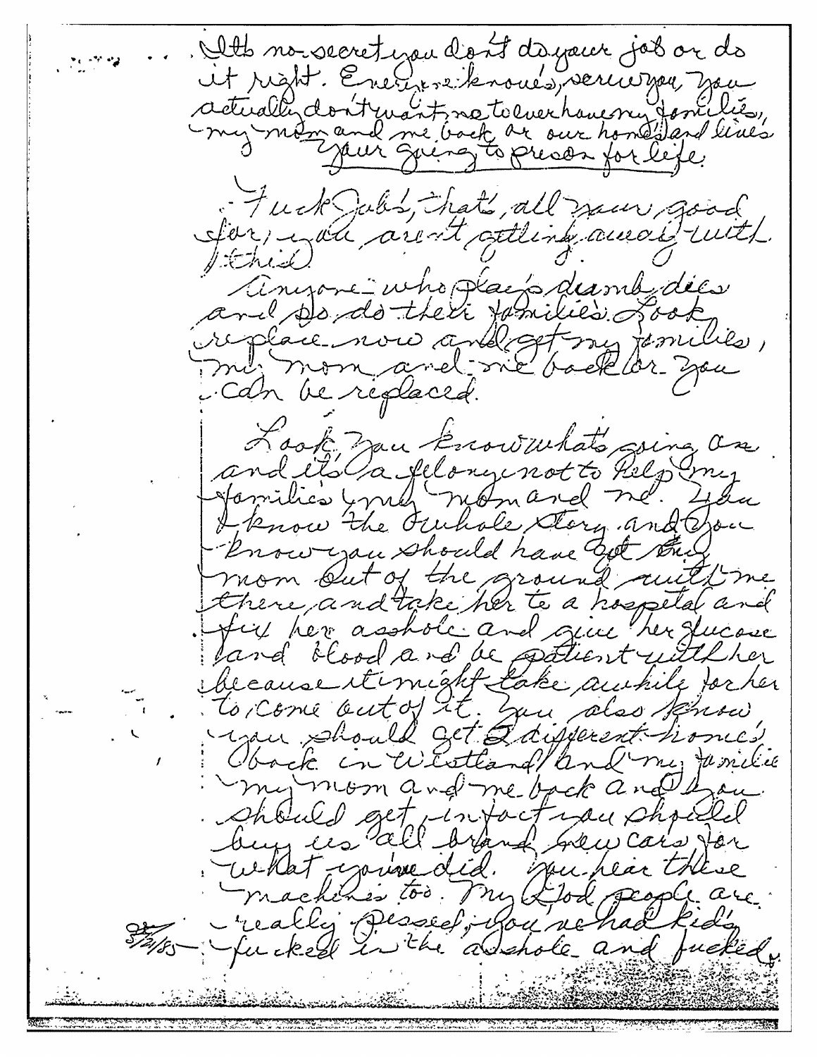Its no-secret you don't do your job or do it right. Everyone knows, serve you, you actually don't want, no to ever have my families, my mom and me back or our homes and lives. Your going to prison for life.

Fuck Jobs, that's all your good for, you aren't getting away with this.

Anyone who plays dumb dies and so do their families. Look replace now and get my families, my mom and me back or you can be replaced.

Look you know what's going on and its a felony not to help my families, my mom and me. You know the whole story and you know you should have got my mom out of the ground with me there, and take her to a hospital and fix her asshole and give her glucose and blood and be patient with her because it might take awhile for her to come out of it. You also know you should get 2 different homes back in Westland and my families my mom and me back and you should get in fact you should buy us all brand new cars for what you've did. You hear these machines too. My God people are really pissed, you've had kids fucked in the asshole and fucked.

3/2/85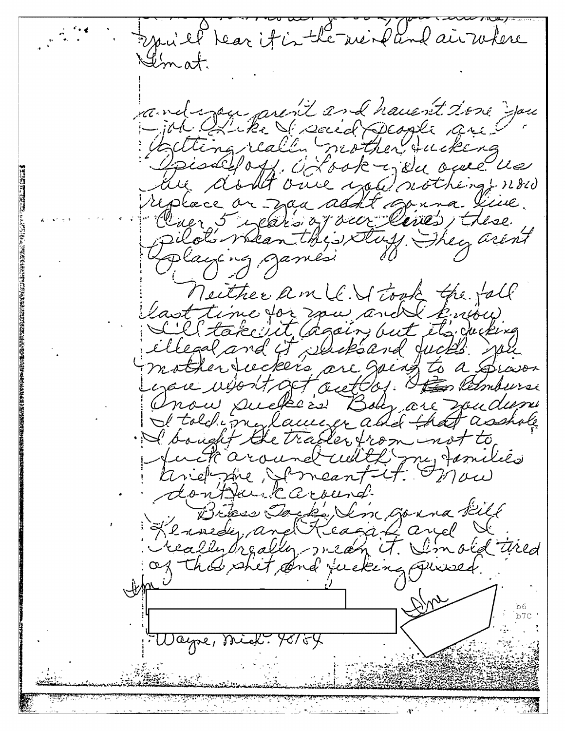you'll hear it in the wind and air where I'm at.

and you aren't and haven't done your job. Like I said people are getting really mother fucking pissed off. Look - you owe us we don't owe you nothing. now replace or you aint gonna live. Over 5 years of our lives, these pilots mean this stuff. They aren't playing games.

Neither am I. I took the fall last time for you and I know I'll take it again but its fucking illegal and it sucks and fucks. you mother fuckers are going to a prison you won't get out of. ~~Ba~~ Reimburse now suckers. Boy, are you dumb I told my lawyer and that asshole I bought the trailer from not to fuck around with my families and me, I meant it. Now don't fuck around.

Brass Tacks, I'm gonna kill Kennedy and Reagan and I really really mean it. I'm old tired of this shit and fucking pissed.

[REDACTED]

[REDACTED]

Wayne, Mich. 48184

b6
b7C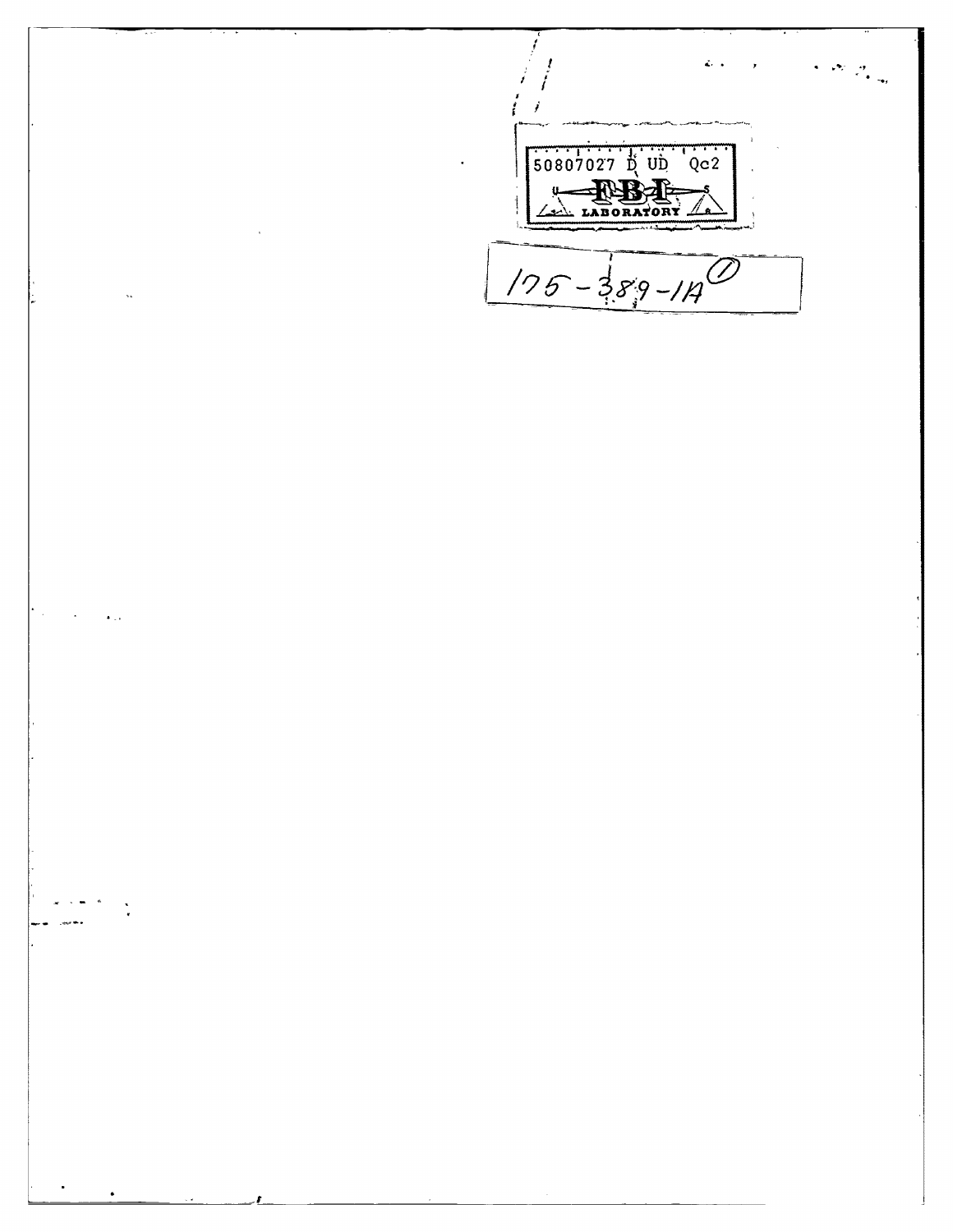50807027 D UD Qc2

FBI LABORATORY

175-389-1A ①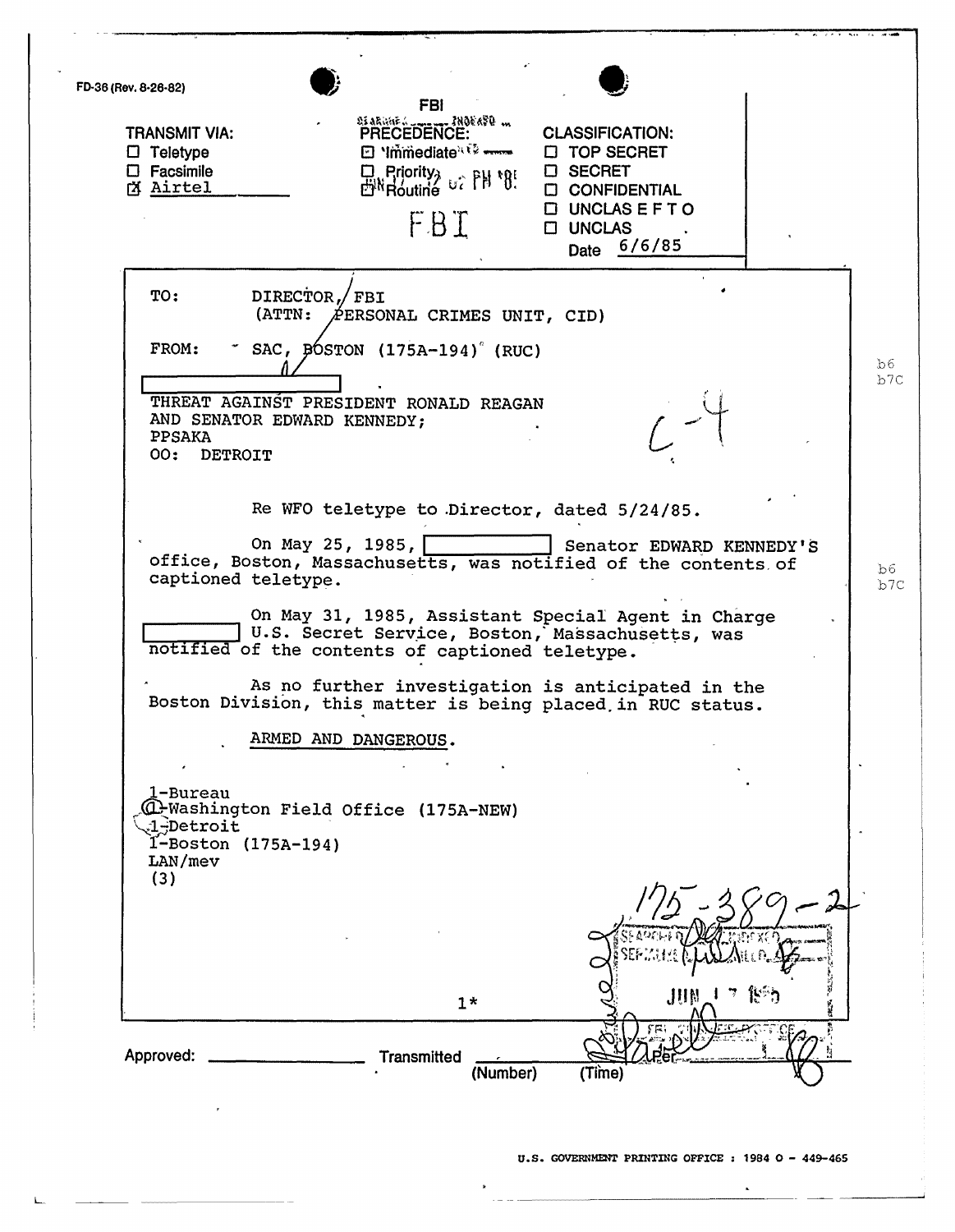FD-36 (Rev. 8-26-82)

FBI

| TRANSMIT VIA: | PRECEDENCE: | CLASSIFICATION: |
|---|---|---|
| ☐ Teletype | ☐ Immediate | ☐ TOP SECRET |
| ☐ Facsimile | ☐ Priority | ☐ SECRET |
| ☒ Airtel | ☐ Routine | ☐ CONFIDENTIAL |
| | | ☐ UNCLAS E F T O |
| | | ☐ UNCLAS |
| | | Date 6/6/85 |

TO: DIRECTOR, FBI
(ATTN: PERSONAL CRIMES UNIT, CID)

FROM: SAC, BOSTON (175A-194) (RUC)

[redacted] b6 b7C

THREAT AGAINST PRESIDENT RONALD REAGAN
AND SENATOR EDWARD KENNEDY;
PPSAKA
OO: DETROIT

C-4

Re WFO teletype to Director, dated 5/24/85.

On May 25, 1985, [redacted] Senator EDWARD KENNEDY'S office, Boston, Massachusetts, was notified of the contents of captioned teletype. b6 b7C

On May 31, 1985, Assistant Special Agent in Charge [redacted] U.S. Secret Service, Boston, Massachusetts, was notified of the contents of captioned teletype.

As no further investigation is anticipated in the Boston Division, this matter is being placed in RUC status.

ARMED AND DANGEROUS.

1-Bureau
1-Washington Field Office (175A-NEW)
1-Detroit
1-Boston (175A-194)
LAN/mev
(3)

175-389-2

SEARCHED ___ INDEXED ___
SERIALIZED ___ FILED ___
JUN 17 1985
FBI

1*

Approved: ________ Transmitted ________ (Number) (Time) Per ________

U.S. GOVERNMENT PRINTING OFFICE : 1984 O - 449-465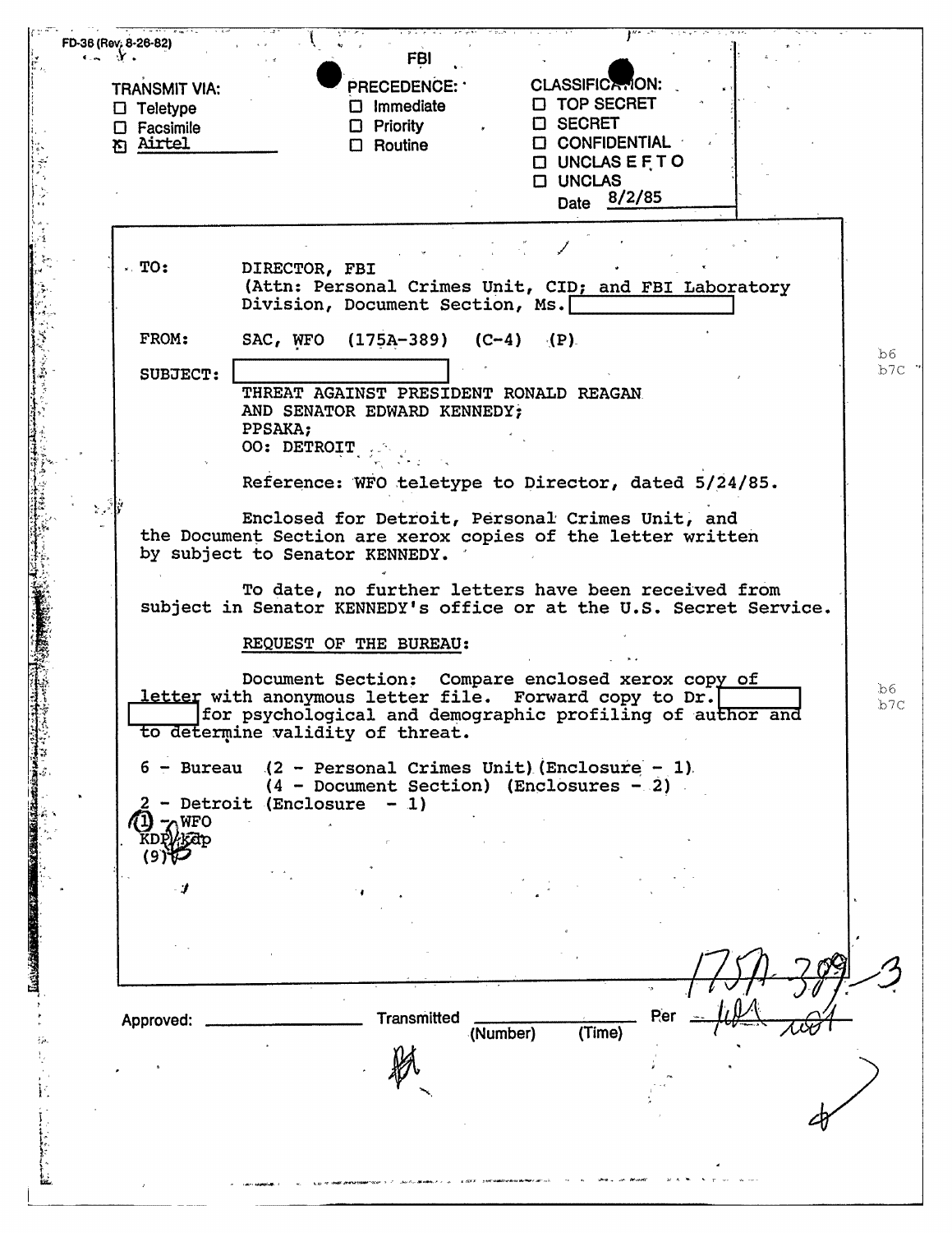FD-36 (Rev. 8-26-82)

FBI

TRANSMIT VIA:
- ☐ Teletype
- ☐ Facsimile
- ☒ Airtel

PRECEDENCE:
- ☐ Immediate
- ☐ Priority
- ☐ Routine

CLASSIFICATION:
- ☐ TOP SECRET
- ☐ SECRET
- ☐ CONFIDENTIAL
- ☐ UNCLAS E F T O
- ☐ UNCLAS

Date 8/2/85

TO: DIRECTOR, FBI
(Attn: Personal Crimes Unit, CID; and FBI Laboratory Division, Document Section, Ms. [redacted]

FROM: SAC, WFO (175A-389) (C-4) (P)

SUBJECT: [redacted]
THREAT AGAINST PRESIDENT RONALD REAGAN AND SENATOR EDWARD KENNEDY;
PPSAKA;
OO: DETROIT

b6
b7C

Reference: WFO teletype to Director, dated 5/24/85.

Enclosed for Detroit, Personal Crimes Unit, and the Document Section are xerox copies of the letter written by subject to Senator KENNEDY.

To date, no further letters have been received from subject in Senator KENNEDY'S office or at the U.S. Secret Service.

REQUEST OF THE BUREAU:

Document Section: Compare enclosed xerox copy of letter with anonymous letter file. Forward copy to Dr. [redacted] for psychological and demographic profiling of author and to determine validity of threat.

b6
b7C

6 - Bureau (2 - Personal Crimes Unit) (Enclosure - 1)
(4 - Document Section) (Enclosures - 2)
2 - Detroit (Enclosure - 1)
1 - WFO
KDP/kdp
(9)

175A-389-3

Approved: ______________ Transmitted ______________ (Number) (Time) Per ______________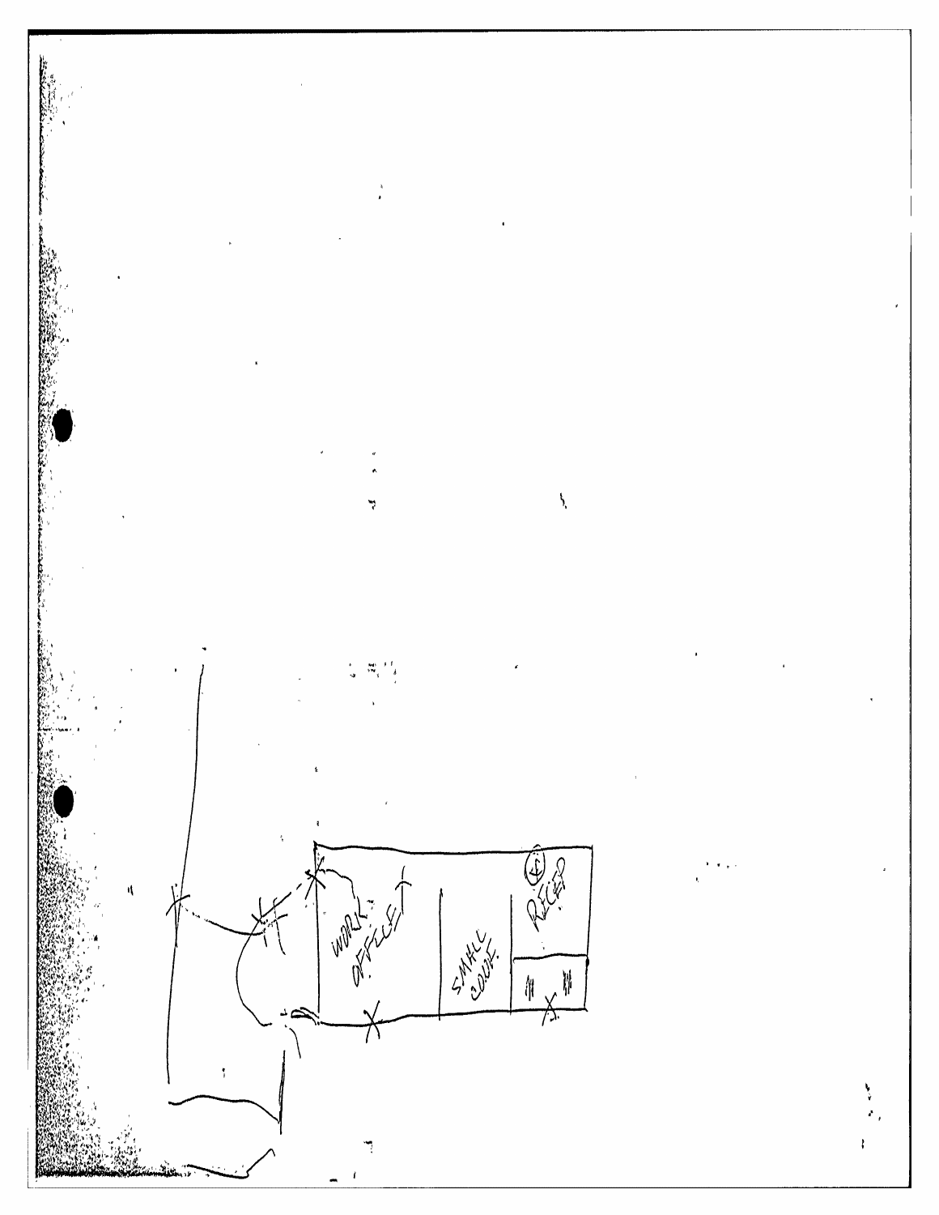WORK OFFICE

SMALL CONF.

RECEP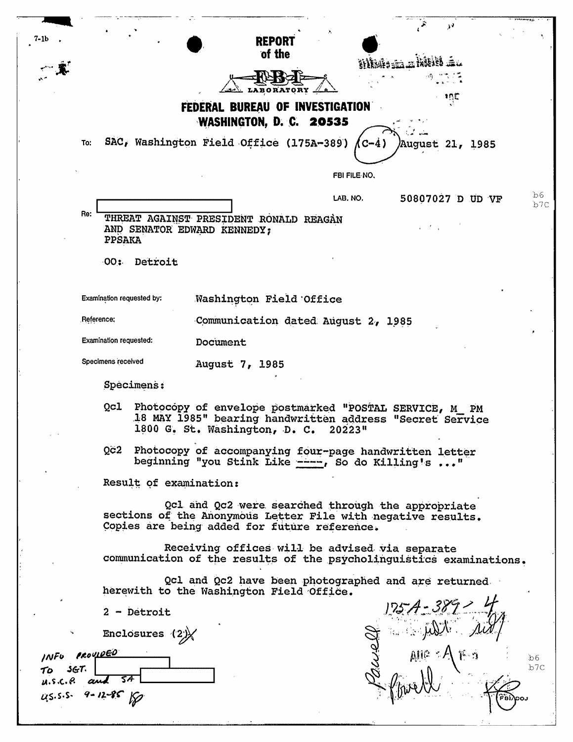7-1b

# REPORT of the FBI LABORATORY

## FEDERAL BUREAU OF INVESTIGATION
## WASHINGTON, D. C. 20535

To: SAC, Washington Field Office (175A-389) (C-4) August 21, 1985

FBI FILE NO.

LAB. NO. 50807027 D UD VF

b6
b7C

Re: [redacted]
THREAT AGAINST PRESIDENT RONALD REAGAN
AND SENATOR EDWARD KENNEDY;
PPSAKA

OO: Detroit

Examination requested by: Washington Field Office

Reference: Communication dated August 2, 1985

Examination requested: Document

Specimens received: August 7, 1985

Specimens:

Qc1 Photocopy of envelope postmarked "POSTAL SERVICE, M_ PM 18 MAY 1985" bearing handwritten address "Secret Service 1800 G. St. Washington, D. C. 20223"

Qc2 Photocopy of accompanying four-page handwritten letter beginning "you Stink Like ----, So do Killing's ..."

Result of examination:

Qc1 and Qc2 were searched through the appropriate sections of the Anonymous Letter File with negative results. Copies are being added for future reference.

Receiving offices will be advised via separate communication of the results of the psycholinguistics examinations.

Qc1 and Qc2 have been photographed and are returned herewith to the Washington Field Office.

2 - Detroit

Enclosures (2)

INFO PROVIDED TO SGT. [redacted] U.S.C.P. and SA [redacted] U.S.S.S. 9-12-85

175A-389-4

Powell

b6
b7C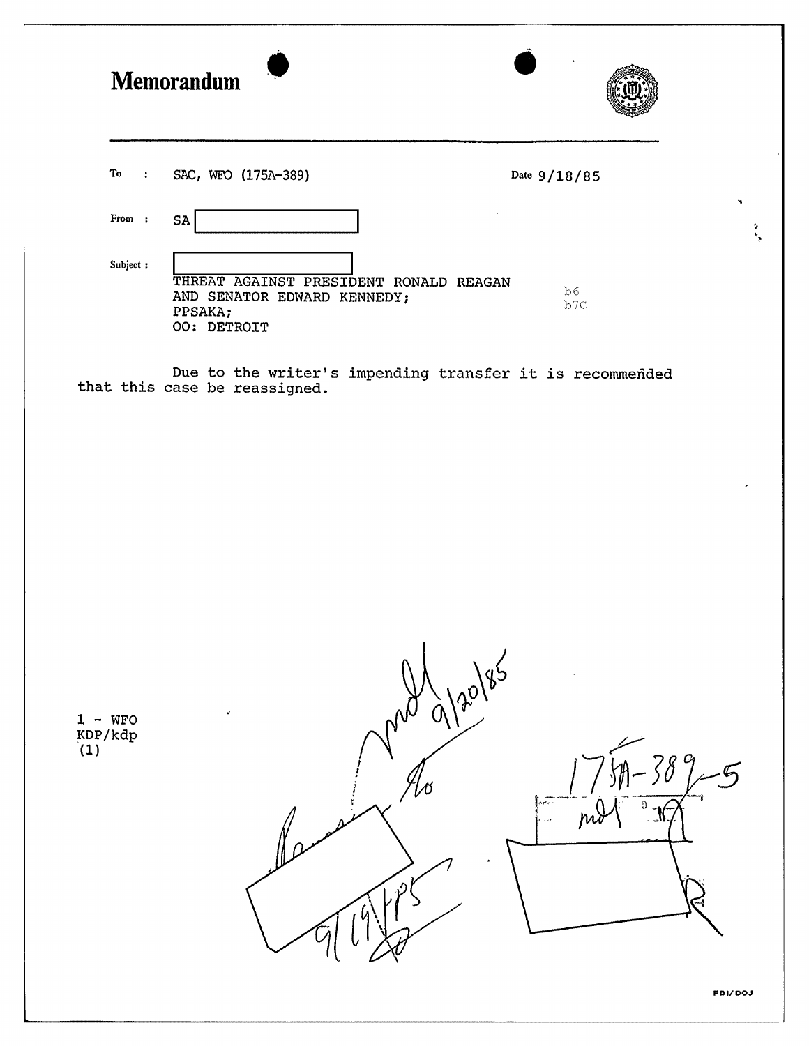# Memorandum

To : SAC, WFO (175A-389)

Date 9/18/85

From : SA [redacted]

Subject : [redacted]
THREAT AGAINST PRESIDENT RONALD REAGAN AND SENATOR EDWARD KENNEDY;
PPSAKA;
OO: DETROIT

b6
b7C

Due to the writer's impending transfer it is recommended that this case be reassigned.

1 - WFO
KDP/kdp
(1)

9/20/85

9/19/85

175A-389-5

FBI/DOJ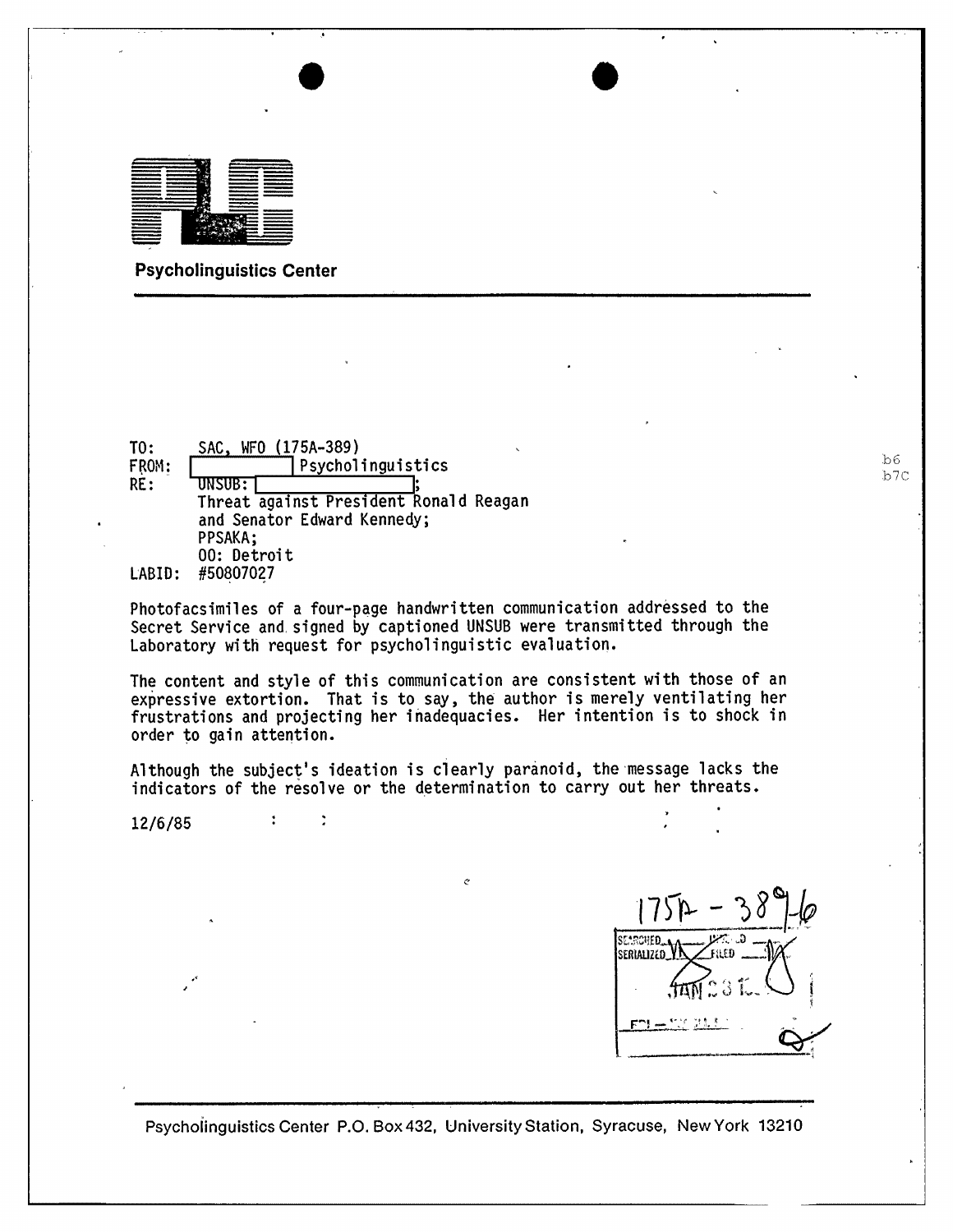**Psycholinguistics Center**

TO: SAC, WFO (175A-389)
FROM: [redacted] Psycholinguistics
RE: UNSUB: [redacted];
Threat against President Ronald Reagan
and Senator Edward Kennedy;
PPSAKA;
OO: Detroit
LABID: #50807027

b6
b7C

Photofacsimiles of a four-page handwritten communication addressed to the Secret Service and signed by captioned UNSUB were transmitted through the Laboratory with request for psycholinguistic evaluation.

The content and style of this communication are consistent with those of an expressive extortion. That is to say, the author is merely ventilating her frustrations and projecting her inadequacies. Her intention is to shock in order to gain attention.

Although the subject's ideation is clearly paranoid, the message lacks the indicators of the resolve or the determination to carry out her threats.

12/6/85

175A - 389-6
SEARCHED ___ INDEXED ___
SERIALIZED ___ FILED ___
JAN 3 1986
FBI — ___

Psycholinguistics Center P.O. Box 432, University Station, Syracuse, New York 13210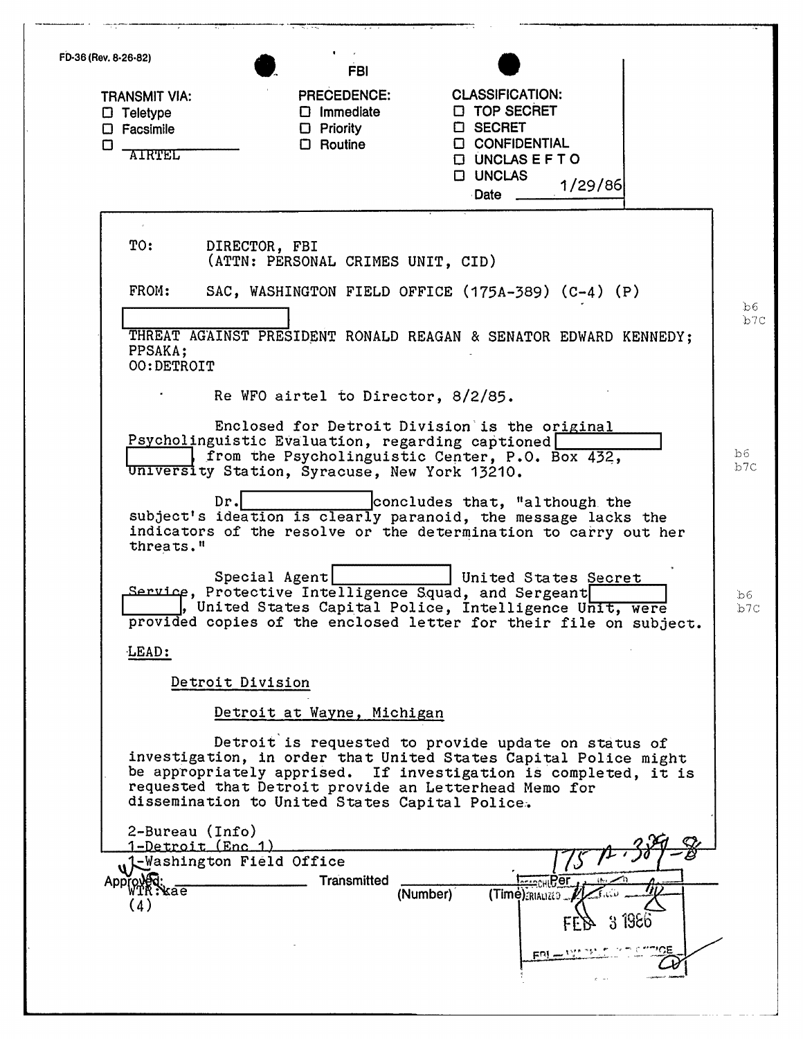FD-36 (Rev. 8-26-82)

FBI

| TRANSMIT VIA: | PRECEDENCE: | CLASSIFICATION: |
|---|---|---|
| ☐ Teletype | ☐ Immediate | ☐ TOP SECRET |
| ☐ Facsimile | ☐ Priority | ☐ SECRET |
| ☐ AIRTEL | ☐ Routine | ☐ CONFIDENTIAL |
| | | ☐ UNCLAS E F T O |
| | | ☐ UNCLAS |
| | | Date 1/29/86 |

TO: DIRECTOR, FBI
(ATTN: PERSONAL CRIMES UNIT, CID)

FROM: SAC, WASHINGTON FIELD OFFICE (175A-389) (C-4) (P)

[redacted] b6 b7C

THREAT AGAINST PRESIDENT RONALD REAGAN & SENATOR EDWARD KENNEDY;
PPSAKA;
OO:DETROIT

Re WFO airtel to Director, 8/2/85.

Enclosed for Detroit Division is the original Psycholinguistic Evaluation, regarding captioned [redacted] [redacted], from the Psycholinguistic Center, P.O. Box 432, University Station, Syracuse, New York 13210. b6 b7C

Dr. [redacted] concludes that, "although the subject's ideation is clearly paranoid, the message lacks the indicators of the resolve or the determination to carry out her threats."

Special Agent [redacted] United States Secret Service, Protective Intelligence Squad, and Sergeant [redacted] [redacted], United States Capital Police, Intelligence Unit, were provided copies of the enclosed letter for their file on subject. b6 b7C

LEAD:

Detroit Division

Detroit at Wayne, Michigan

Detroit is requested to provide update on status of investigation, in order that United States Capital Police might be appropriately apprised. If investigation is completed, it is requested that Detroit provide an Letterhead Memo for dissemination to United States Capital Police.

2-Bureau (Info)
1-Detroit (Enc 1)
1-Washington Field Office
WTR:kae
(4)

175A-389-8

Approved: ____________ Transmitted ____________ (Number) (Time)

SEARCHED ____ SERIALIZED ____ FILED ____
FEB 3 1986
FBI — WASH. FIELD OFFICE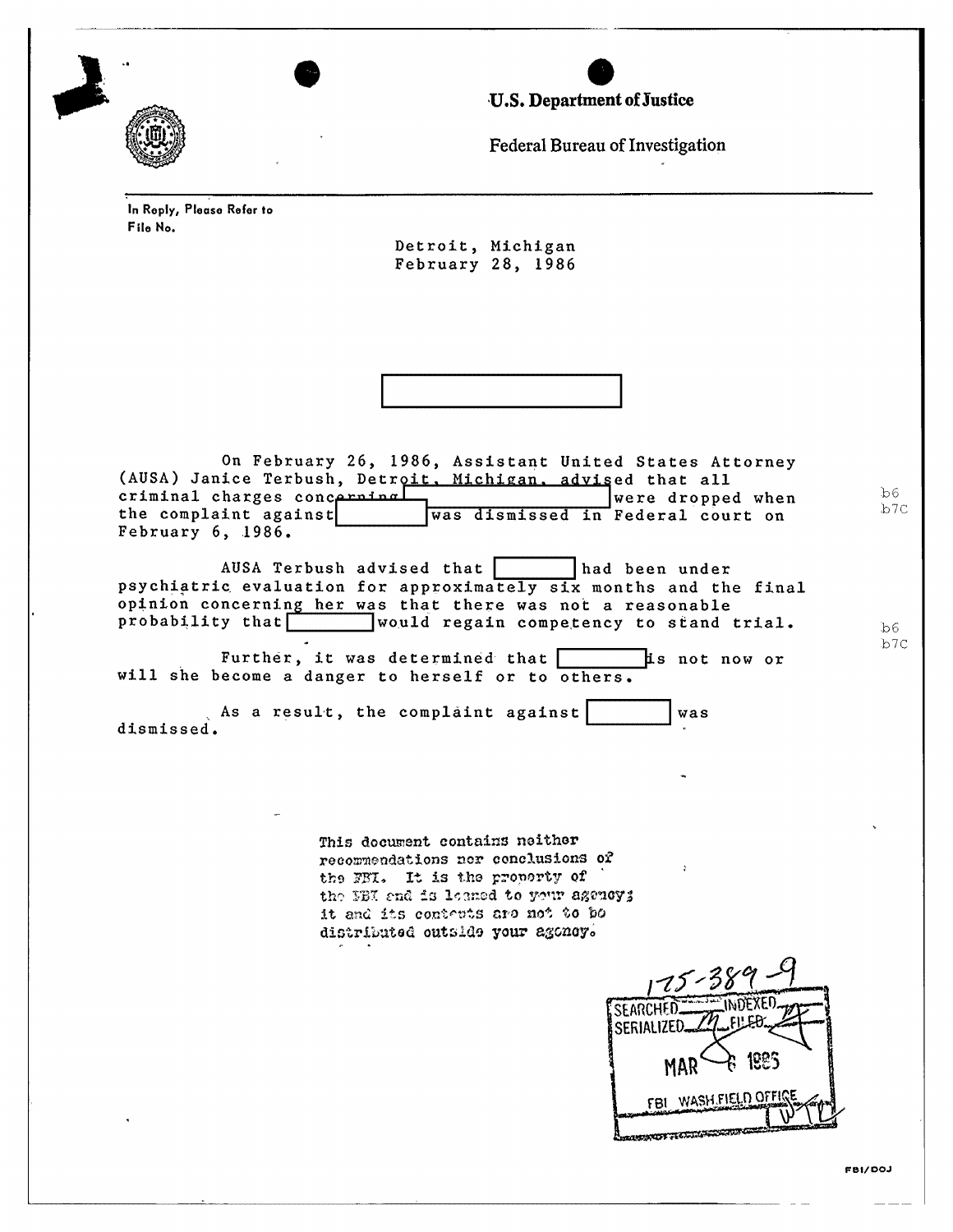**U.S. Department of Justice**

Federal Bureau of Investigation

In Reply, Please Refer to
File No.

Detroit, Michigan
February 28, 1986

[REDACTED]

On February 26, 1986, Assistant United States Attorney (AUSA) Janice Terbush, Detroit, Michigan, advised that all criminal charges concerning [REDACTED] were dropped when the complaint against [REDACTED] was dismissed in Federal court on February 6, 1986.

b6
b7C

AUSA Terbush advised that [REDACTED] had been under psychiatric evaluation for approximately six months and the final opinion concerning her was that there was not a reasonable probability that [REDACTED] would regain competency to stand trial.

b6
b7C

Further, it was determined that [REDACTED] is not now or will she become a danger to herself or to others.

As a result, the complaint against [REDACTED] was dismissed.

This document contains neither recommendations nor conclusions of the FBI. It is the property of the FBI and is loaned to your agency; it and its contents are not to be distributed outside your agency.

175-389-9
SEARCHED ___ INDEXED ___
SERIALIZED ___ FILED ___
MAR 6 1986
FBI WASH.FIELD OFFICE

FBI/DOJ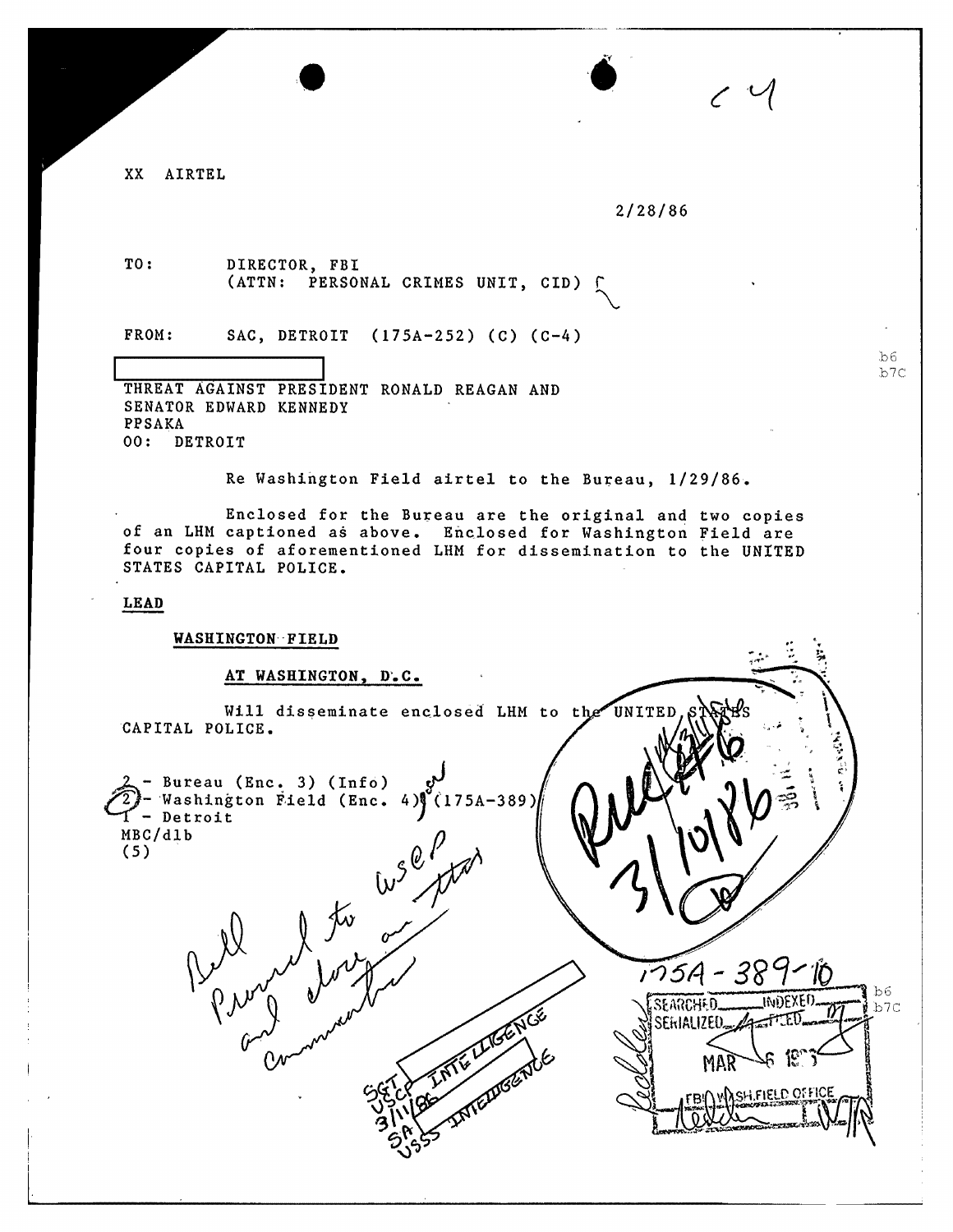c 4

XX AIRTEL

2/28/86

TO: DIRECTOR, FBI
(ATTN: PERSONAL CRIMES UNIT, CID)

FROM: SAC, DETROIT (175A-252) (C) (C-4)

b6
b7C

THREAT AGAINST PRESIDENT RONALD REAGAN AND
SENATOR EDWARD KENNEDY
PPSAKA
OO: DETROIT

Re Washington Field airtel to the Bureau, 1/29/86.

Enclosed for the Bureau are the original and two copies of an LHM captioned as above. Enclosed for Washington Field are four copies of aforementioned LHM for dissemination to the UNITED STATES CAPITAL POLICE.

**LEAD**

**WASHINGTON FIELD**

**AT WASHINGTON, D.C.**

Will disseminate enclosed LHM to the UNITED STATES CAPITAL POLICE.

2 - Bureau (Enc. 3) (Info)
2 - Washington Field (Enc. 4) (175A-389)
1 - Detroit
MBC/dlb
(5)

Rec'd 3/10/86

Bell to USCP
Proceed and close on this
communication

SGT USCP INTELLIGENCE 3/11/86
SA USSS INTELLIGENCE

175A-389-10

SEARCHED ___ INDEXED ___
SERIALIZED ___ FILED ___
MAR 6 1986
FBI WASH. FIELD OFFICE

b6
b7C